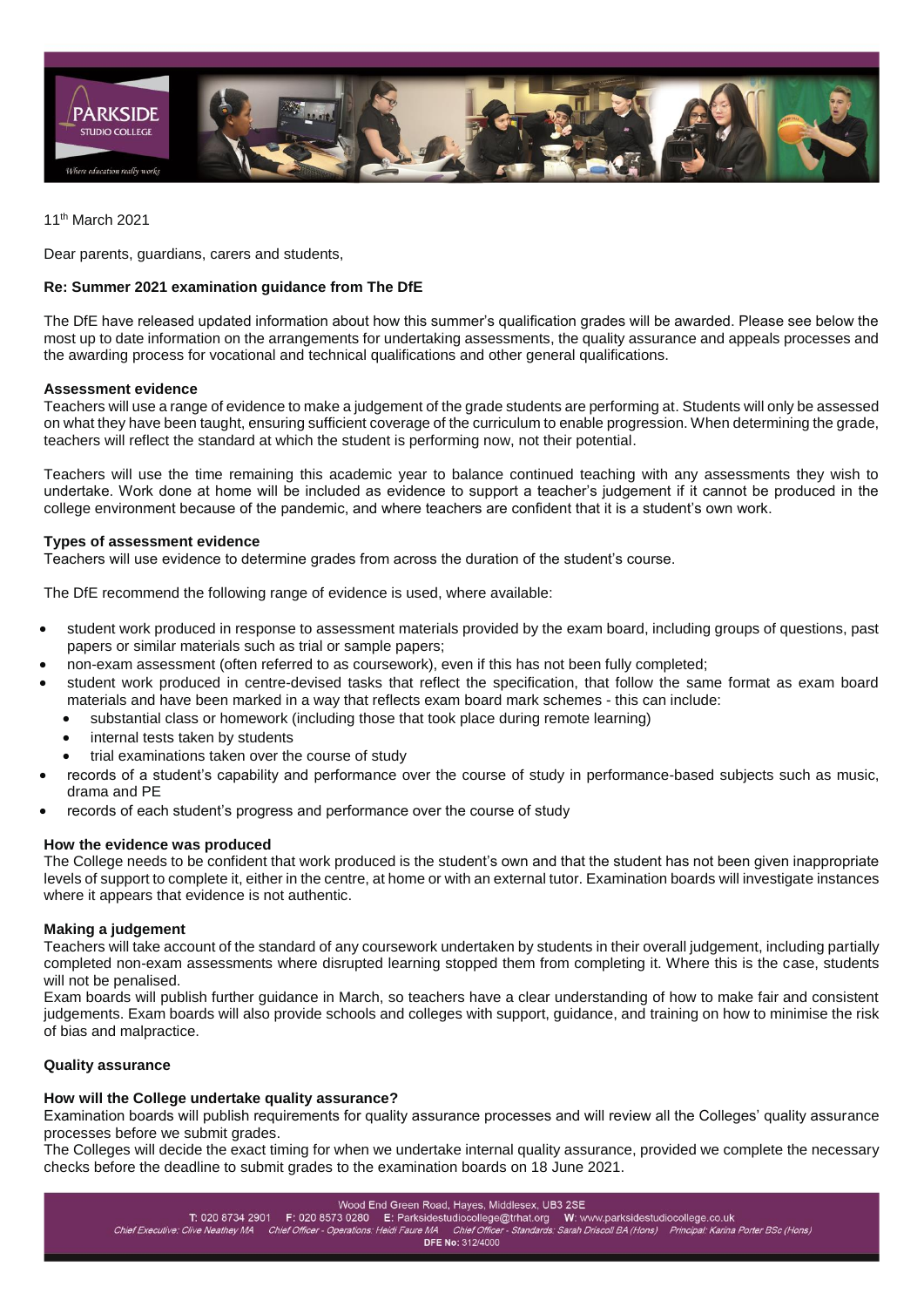11th March 2021

Dear parents, guardians, carers and students,

**Re: Summer 2021 examination guidance from The DfE**

The DfE have released updated information about how this summer's qualification grades will be awarded. Please see below the most up to date information on the arrangements for undertaking assessments, the quality assurance and appeals processes and the awarding process for vocational and technical qualifications and other general qualifications.

**Assessment evidence**

Teachers will use a range of evidence to make a judgement of the grade students are performing at. Students will only be assessed on what they have been taught, ensuring sufficient coverage of the curriculum to enable progression. When determining the grade, teachers will reflect the standard at which the student is performing now, not their potential.

Teachers will use the time remaining this academic year to balance continued teaching with any assessments they wish to undertake. Work done at home will be included as evidence to support a teacher's judgement if it cannot be produced in the college environment because of the pandemic, and where teachers are confident that it is a student's own work.

**Types of assessment evidence**

Teachers will use evidence to determine grades from across the duration of the student's course.

The DfE recommend the following range of evidence is used, where available:

- student work produced in response to assessment materials provided by the exam board, including groups of questions, past papers or similar materials such as trial or sample papers;
- non-exam assessment (often referred to as coursework), even if this has not been fully completed;
- student work produced in centre-devised tasks that reflect the specification, that follow the same format as exam board materials and have been marked in a way that reflects exam board mark schemes - this can include:
  - substantial class or homework (including those that took place during remote learning)
  - internal tests taken by students
  - trial examinations taken over the course of study
- records of a student's capability and performance over the course of study in performance-based subjects such as music, drama and PE
- records of each student's progress and performance over the course of study

**How the evidence was produced**

The College needs to be confident that work produced is the student's own and that the student has not been given inappropriate levels of support to complete it, either in the centre, at home or with an external tutor. Examination boards will investigate instances where it appears that evidence is not authentic.

**Making a judgement**

Teachers will take account of the standard of any coursework undertaken by students in their overall judgement, including partially completed non-exam assessments where disrupted learning stopped them from completing it. Where this is the case, students will not be penalised.

Exam boards will publish further guidance in March, so teachers have a clear understanding of how to make fair and consistent judgements. Exam boards will also provide schools and colleges with support, guidance, and training on how to minimise the risk of bias and malpractice.

**Quality assurance**

**How will the College undertake quality assurance?**

Examination boards will publish requirements for quality assurance processes and will review all the Colleges' quality assurance processes before we submit grades.

The Colleges will decide the exact timing for when we undertake internal quality assurance, provided we complete the necessary checks before the deadline to submit grades to the examination boards on 18 June 2021.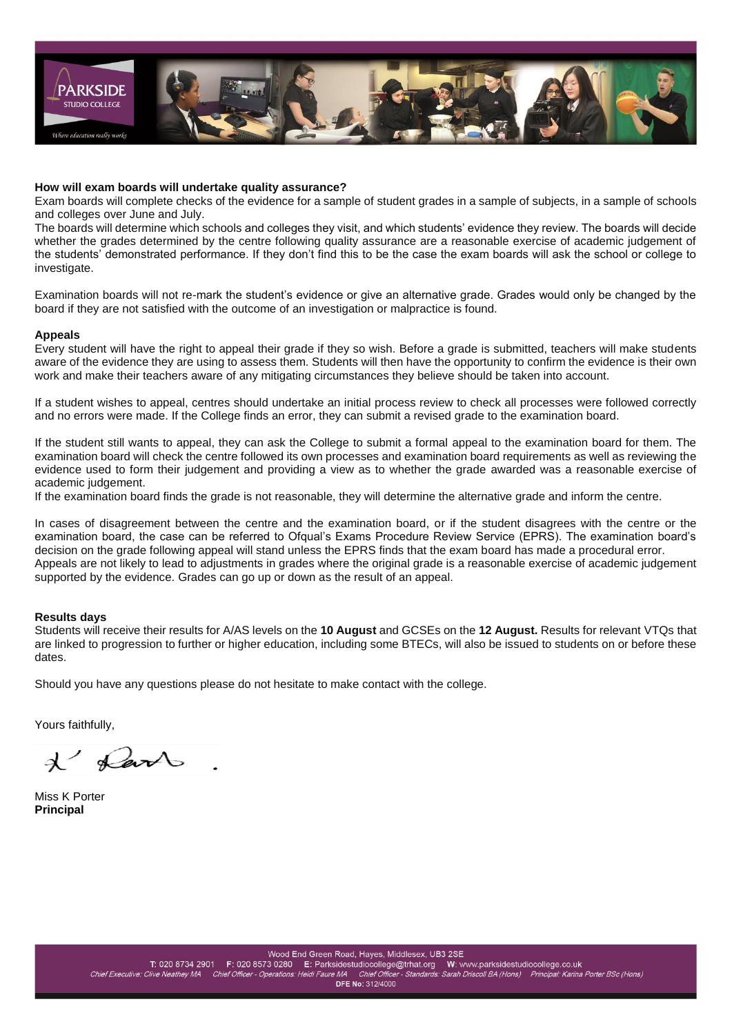**How will exam boards will undertake quality assurance?**

Exam boards will complete checks of the evidence for a sample of student grades in a sample of subjects, in a sample of schools and colleges over June and July.

The boards will determine which schools and colleges they visit, and which students' evidence they review. The boards will decide whether the grades determined by the centre following quality assurance are a reasonable exercise of academic judgement of the students' demonstrated performance. If they don't find this to be the case the exam boards will ask the school or college to investigate.

Examination boards will not re-mark the student's evidence or give an alternative grade. Grades would only be changed by the board if they are not satisfied with the outcome of an investigation or malpractice is found.

**Appeals**

Every student will have the right to appeal their grade if they so wish. Before a grade is submitted, teachers will make students aware of the evidence they are using to assess them. Students will then have the opportunity to confirm the evidence is their own work and make their teachers aware of any mitigating circumstances they believe should be taken into account.

If a student wishes to appeal, centres should undertake an initial process review to check all processes were followed correctly and no errors were made. If the College finds an error, they can submit a revised grade to the examination board.

If the student still wants to appeal, they can ask the College to submit a formal appeal to the examination board for them. The examination board will check the centre followed its own processes and examination board requirements as well as reviewing the evidence used to form their judgement and providing a view as to whether the grade awarded was a reasonable exercise of academic judgement.

If the examination board finds the grade is not reasonable, they will determine the alternative grade and inform the centre.

In cases of disagreement between the centre and the examination board, or if the student disagrees with the centre or the examination board, the case can be referred to Ofqual's Exams Procedure Review Service (EPRS). The examination board's decision on the grade following appeal will stand unless the EPRS finds that the exam board has made a procedural error.

Appeals are not likely to lead to adjustments in grades where the original grade is a reasonable exercise of academic judgement supported by the evidence. Grades can go up or down as the result of an appeal.

**Results days**

Students will receive their results for A/AS levels on the **10 August** and GCSEs on the **12 August.** Results for relevant VTQs that are linked to progression to further or higher education, including some BTECs, will also be issued to students on or before these dates.

Should you have any questions please do not hesitate to make contact with the college.

Yours faithfully,

Miss K Porter
**Principal**